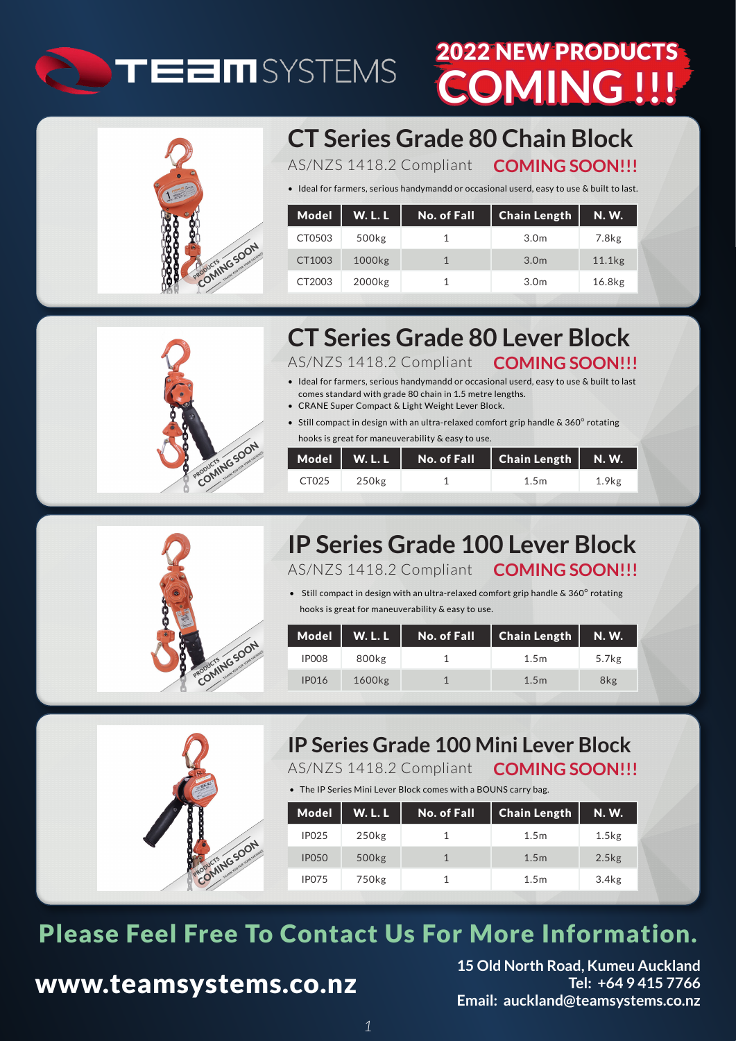# TEAM SYSTEMS

# 2022 NEW PRODUCTS COMING !!!

## CT Series Grade 80 Chain Block

AS/NZS 1418.2 Compliant **COMING SOON!!!**

- Ideal for farmers, serious handymandd or occasional userd, easy to use & built to last.

| Model | W. L. L | No. of Fall | Chain Length | N. W. |
|---|---|---|---|---|
| CT0503 | 500kg | 1 | 3.0m | 7.8kg |
| CT1003 | 1000kg | 1 | 3.0m | 11.1kg |
| CT2003 | 2000kg | 1 | 3.0m | 16.8kg |

## CT Series Grade 80 Lever Block

AS/NZS 1418.2 Compliant **COMING SOON!!!**

- Ideal for farmers, serious handymandd or occasional userd, easy to use & built to last comes standard with grade 80 chain in 1.5 metre lengths.
- CRANE Super Compact & Light Weight Lever Block.
- Still compact in design with an ultra-relaxed comfort grip handle & 360° rotating hooks is great for maneuverability & easy to use.

| Model | W. L. L | No. of Fall | Chain Length | N. W. |
|---|---|---|---|---|
| CT025 | 250kg | 1 | 1.5m | 1.9kg |

## IP Series Grade 100 Lever Block

AS/NZS 1418.2 Compliant **COMING SOON!!!**

- Still compact in design with an ultra-relaxed comfort grip handle & 360° rotating hooks is great for maneuverability & easy to use.

| Model | W. L. L | No. of Fall | Chain Length | N. W. |
|---|---|---|---|---|
| IP008 | 800kg | 1 | 1.5m | 5.7kg |
| IP016 | 1600kg | 1 | 1.5m | 8kg |

## IP Series Grade 100 Mini Lever Block

AS/NZS 1418.2 Compliant **COMING SOON!!!**

- The IP Series Mini Lever Block comes with a BOUNS carry bag.

| Model | W. L. L | No. of Fall | Chain Length | N. W. |
|---|---|---|---|---|
| IP025 | 250kg | 1 | 1.5m | 1.5kg |
| IP050 | 500kg | 1 | 1.5m | 2.5kg |
| IP075 | 750kg | 1 | 1.5m | 3.4kg |

## Please Feel Free To Contact Us For More Information.

**www.teamsystems.co.nz**

**15 Old North Road, Kumeu Auckland**
**Tel: +64 9 415 7766**
**Email: auckland@teamsystems.co.nz**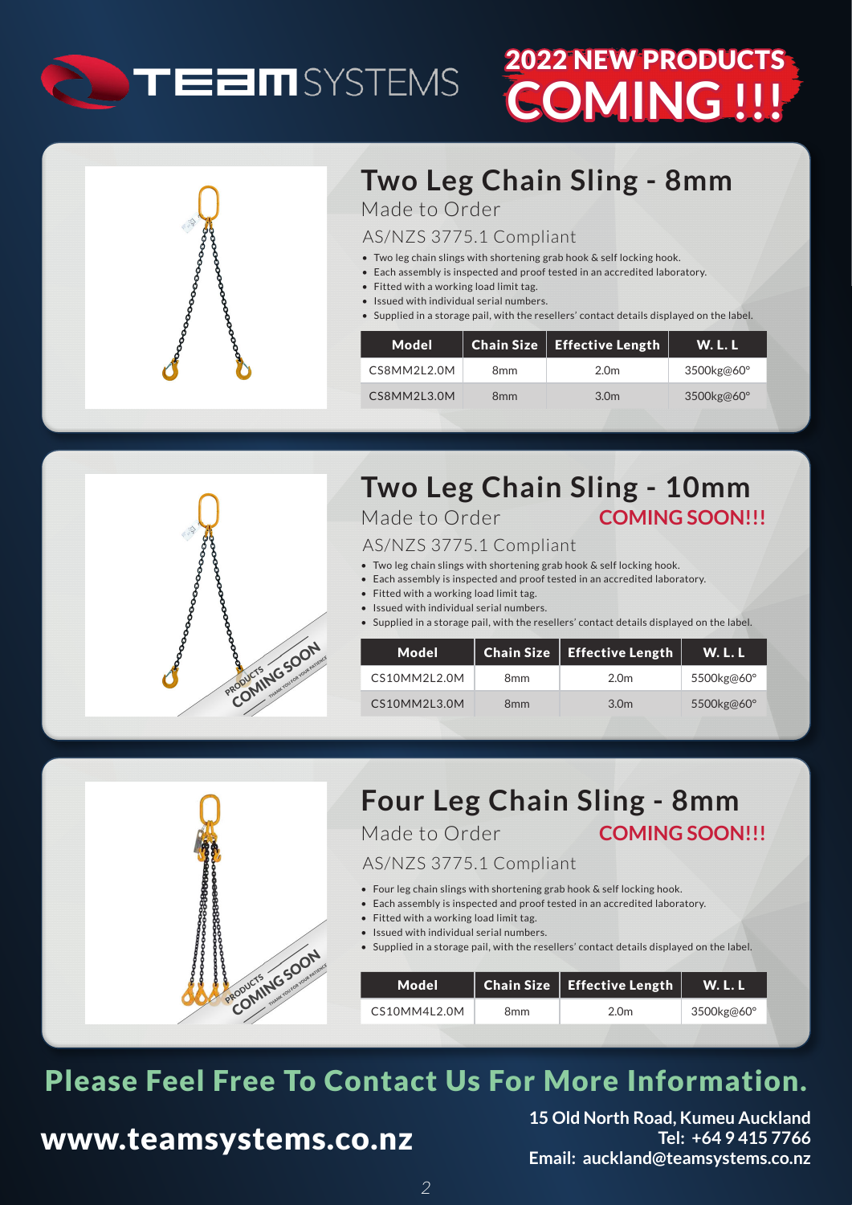TEAM SYSTEMS

# 2022 NEW PRODUCTS COMING !!!

## Two Leg Chain Sling - 8mm

Made to Order

AS/NZS 3775.1 Compliant

- Two leg chain slings with shortening grab hook & self locking hook.
- Each assembly is inspected and proof tested in an accredited laboratory.
- Fitted with a working load limit tag.
- Issued with individual serial numbers.
- Supplied in a storage pail, with the resellers' contact details displayed on the label.

| Model | Chain Size | Effective Length | W. L. L |
|---|---|---|---|
| CS8MM2L2.0M | 8mm | 2.0m | 3500kg@60° |
| CS8MM2L3.0M | 8mm | 3.0m | 3500kg@60° |

## Two Leg Chain Sling - 10mm

Made to Order **COMING SOON!!!**

AS/NZS 3775.1 Compliant

- Two leg chain slings with shortening grab hook & self locking hook.
- Each assembly is inspected and proof tested in an accredited laboratory.
- Fitted with a working load limit tag.
- Issued with individual serial numbers.
- Supplied in a storage pail, with the resellers' contact details displayed on the label.

| Model | Chain Size | Effective Length | W. L. L |
|---|---|---|---|
| CS10MM2L2.0M | 8mm | 2.0m | 5500kg@60° |
| CS10MM2L3.0M | 8mm | 3.0m | 5500kg@60° |

## Four Leg Chain Sling - 8mm

Made to Order **COMING SOON!!!**

AS/NZS 3775.1 Compliant

- Four leg chain slings with shortening grab hook & self locking hook.
- Each assembly is inspected and proof tested in an accredited laboratory.
- Fitted with a working load limit tag.
- Issued with individual serial numbers.
- Supplied in a storage pail, with the resellers' contact details displayed on the label.

| Model | Chain Size | Effective Length | W. L. L |
|---|---|---|---|
| CS10MM4L2.0M | 8mm | 2.0m | 3500kg@60° |

**Please Feel Free To Contact Us For More Information.**

**www.teamsystems.co.nz**

**15 Old North Road, Kumeu Auckland**
**Tel: +64 9 415 7766**
**Email: auckland@teamsystems.co.nz**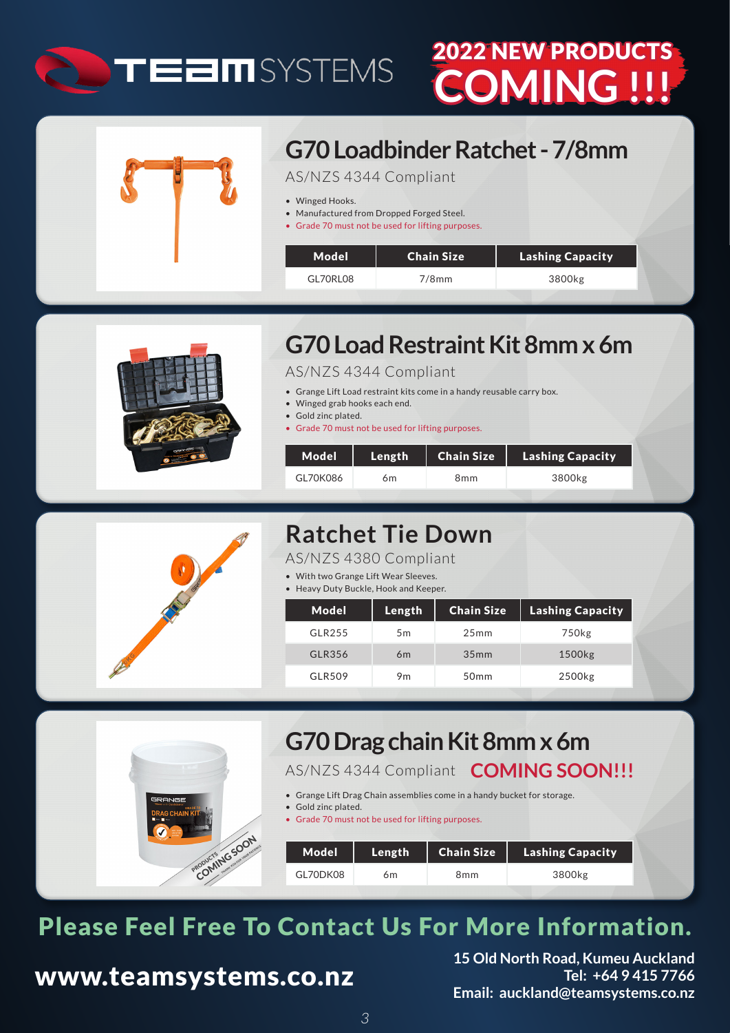TEAM SYSTEMS

# 2022 NEW PRODUCTS COMING !!!

## G70 Loadbinder Ratchet - 7/8mm

AS/NZS 4344 Compliant

- Winged Hooks.
- Manufactured from Dropped Forged Steel.
- Grade 70 must not be used for lifting purposes.

| Model | Chain Size | Lashing Capacity |
|---|---|---|
| GL70RL08 | 7/8mm | 3800kg |

## G70 Load Restraint Kit 8mm x 6m

AS/NZS 4344 Compliant

- Grange Lift Load restraint kits come in a handy reusable carry box.
- Winged grab hooks each end.
- Gold zinc plated.
- Grade 70 must not be used for lifting purposes.

| Model | Length | Chain Size | Lashing Capacity |
|---|---|---|---|
| GL70K086 | 6m | 8mm | 3800kg |

## Ratchet Tie Down

AS/NZS 4380 Compliant

- With two Grange Lift Wear Sleeves.
- Heavy Duty Buckle, Hook and Keeper.

| Model | Length | Chain Size | Lashing Capacity |
|---|---|---|---|
| GLR255 | 5m | 25mm | 750kg |
| GLR356 | 6m | 35mm | 1500kg |
| GLR509 | 9m | 50mm | 2500kg |

## G70 Drag chain Kit 8mm x 6m

AS/NZS 4344 Compliant **COMING SOON!!!**

- Grange Lift Drag Chain assemblies come in a handy bucket for storage.
- Gold zinc plated.
- Grade 70 must not be used for lifting purposes.

| Model | Length | Chain Size | Lashing Capacity |
|---|---|---|---|
| GL70DK08 | 6m | 8mm | 3800kg |

**Please Feel Free To Contact Us For More Information.**

**www.teamsystems.co.nz**

15 Old North Road, Kumeu Auckland
Tel: +64 9 415 7766
Email: auckland@teamsystems.co.nz